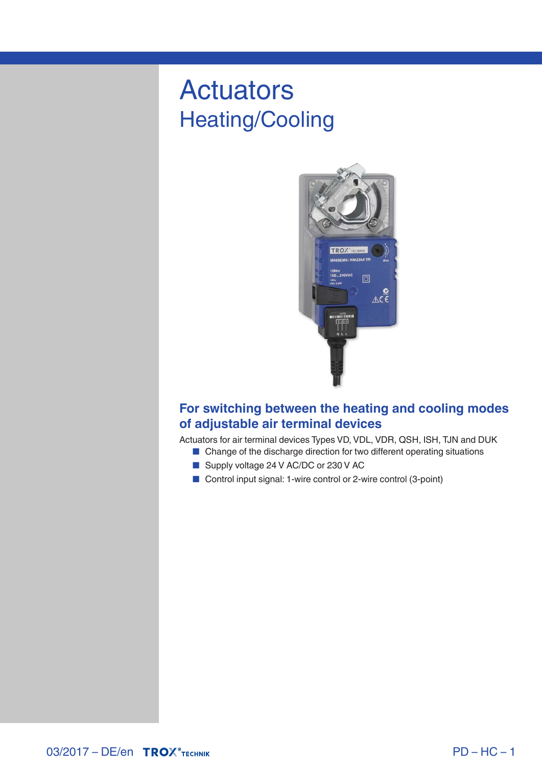# Actuators

## Heating/Cooling

### For switching between the heating and cooling modes of adjustable air terminal devices

Actuators for air terminal devices Types VD, VDL, VDR, QSH, ISH, TJN and DUK

- Change of the discharge direction for two different operating situations
- Supply voltage 24 V AC/DC or 230 V AC
- Control input signal: 1-wire control or 2-wire control (3-point)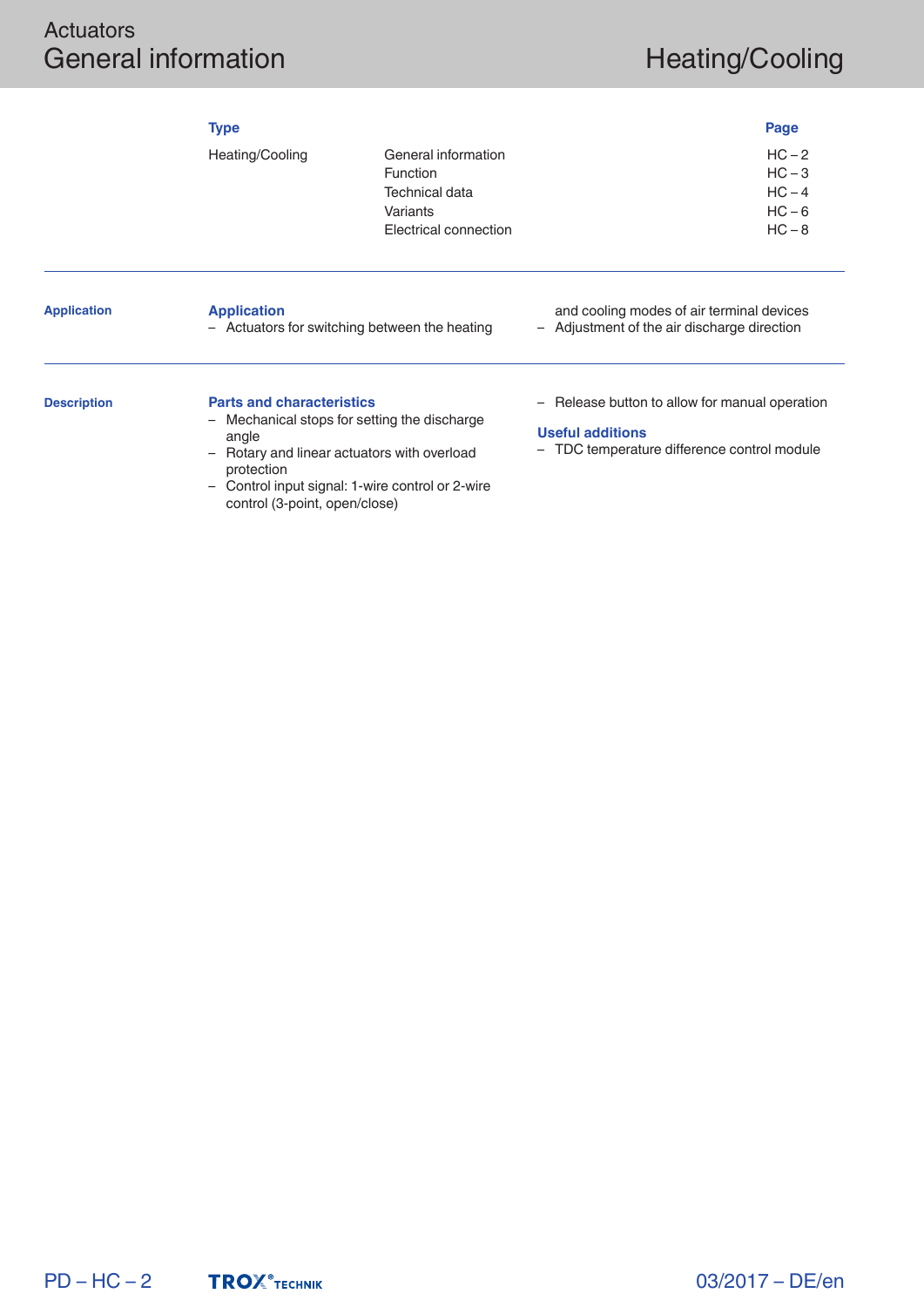# Actuators
# General information

## Heating/Cooling

| Type | | Page |
|---|---|---|
| Heating/Cooling | General information | HC – 2 |
| | Function | HC – 3 |
| | Technical data | HC – 4 |
| | Variants | HC – 6 |
| | Electrical connection | HC – 8 |

---

**Application**

### Application

- Actuators for switching between the heating and cooling modes of air terminal devices
- Adjustment of the air discharge direction

---

**Description**

### Parts and characteristics

- Mechanical stops for setting the discharge angle
- Rotary and linear actuators with overload protection
- Control input signal: 1-wire control or 2-wire control (3-point, open/close)
- Release button to allow for manual operation

### Useful additions

- TDC temperature difference control module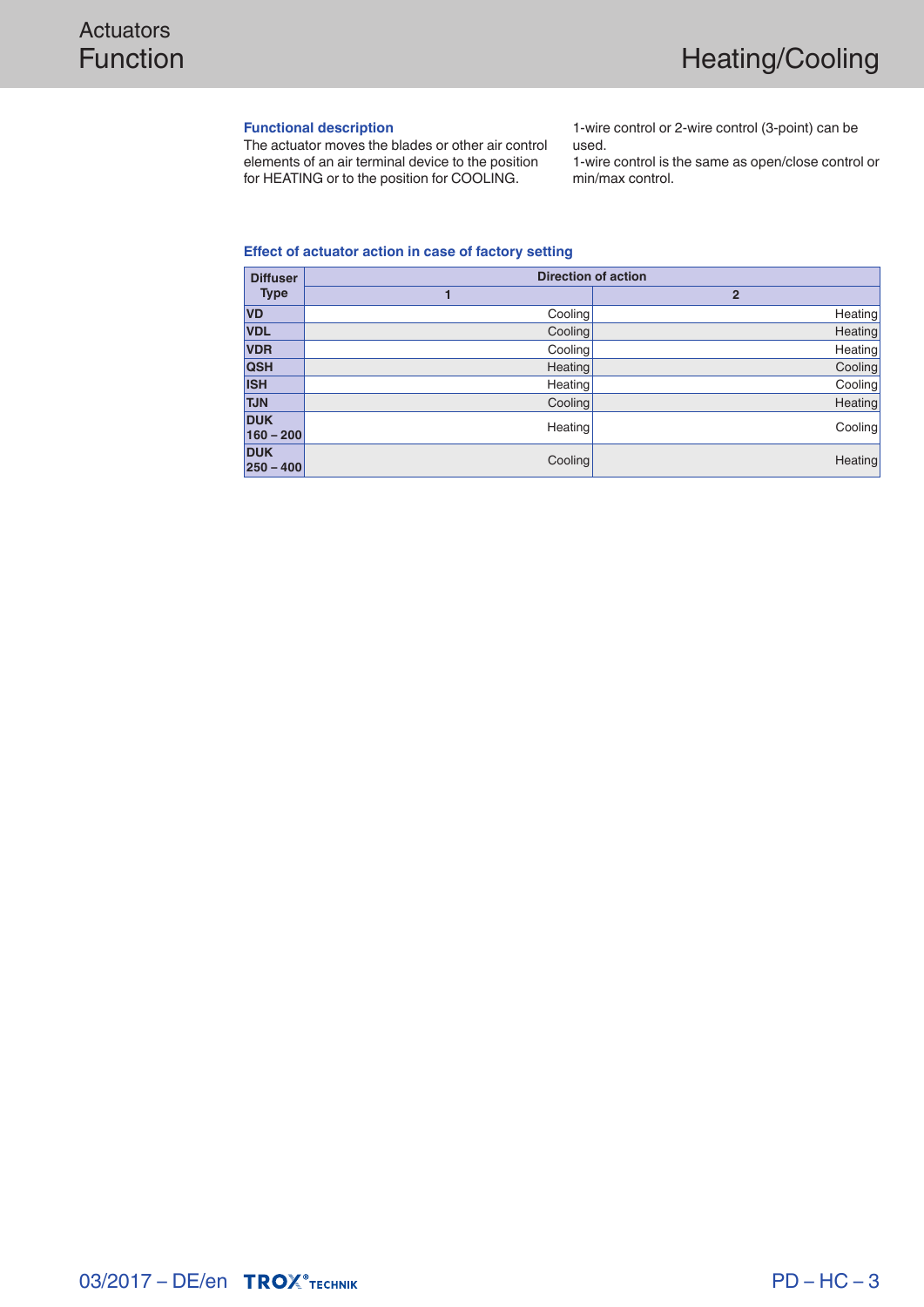#### Functional description

The actuator moves the blades or other air control elements of an air terminal device to the position for HEATING or to the position for COOLING.

1-wire control or 2-wire control (3-point) can be used.

1-wire control is the same as open/close control or min/max control.

#### Effect of actuator action in case of factory setting

| Diffuser Type | Direction of action | |
|---|---|---|
| | 1 | 2 |
| VD | Cooling | Heating |
| VDL | Cooling | Heating |
| VDR | Cooling | Heating |
| QSH | Heating | Cooling |
| ISH | Heating | Cooling |
| TJN | Cooling | Heating |
| DUK 160 – 200 | Heating | Cooling |
| DUK 250 – 400 | Cooling | Heating |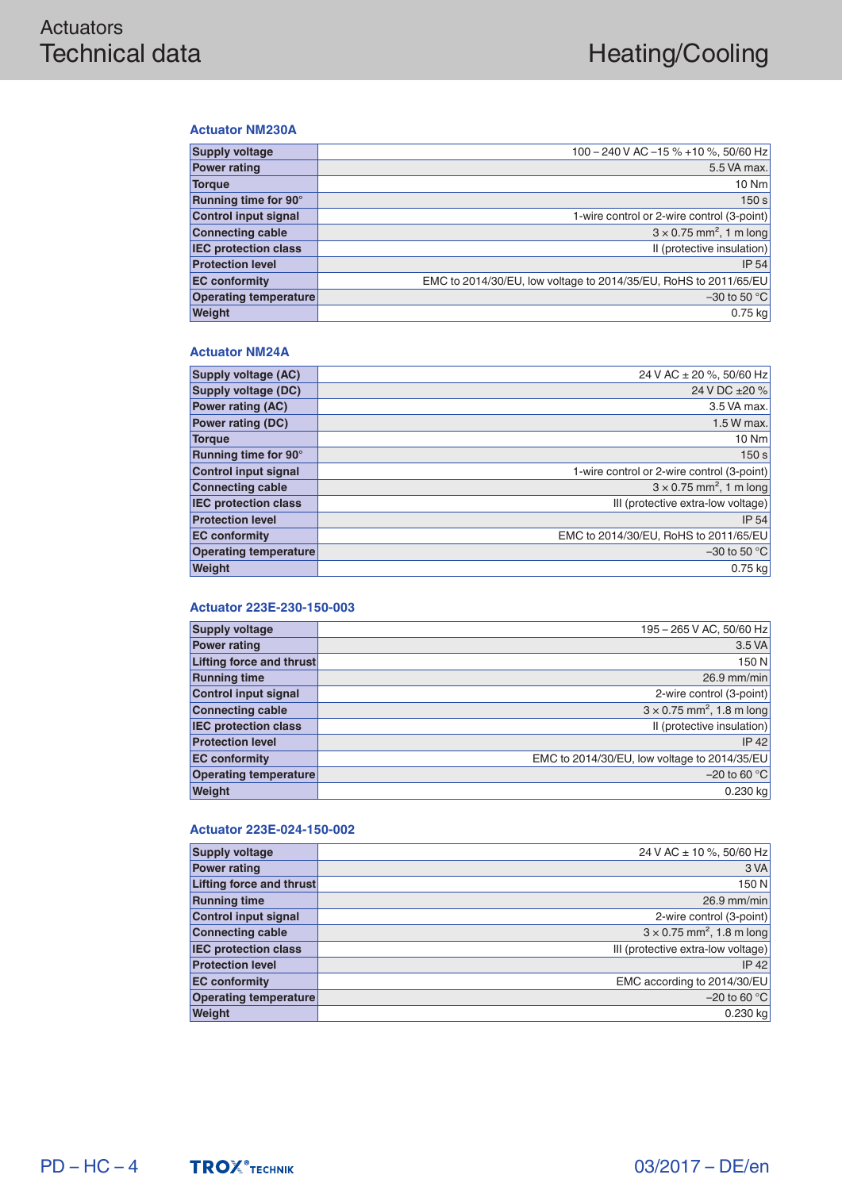## Actuator NM230A

| | |
|---|---|
| **Supply voltage** | 100 – 240 V AC –15 % +10 %, 50/60 Hz |
| **Power rating** | 5.5 VA max. |
| **Torque** | 10 Nm |
| **Running time for 90°** | 150 s |
| **Control input signal** | 1-wire control or 2-wire control (3-point) |
| **Connecting cable** | 3 × 0.75 mm², 1 m long |
| **IEC protection class** | II (protective insulation) |
| **Protection level** | IP 54 |
| **EC conformity** | EMC to 2014/30/EU, low voltage to 2014/35/EU, RoHS to 2011/65/EU |
| **Operating temperature** | –30 to 50 °C |
| **Weight** | 0.75 kg |

## Actuator NM24A

| | |
|---|---|
| **Supply voltage (AC)** | 24 V AC ± 20 %, 50/60 Hz |
| **Supply voltage (DC)** | 24 V DC ±20 % |
| **Power rating (AC)** | 3.5 VA max. |
| **Power rating (DC)** | 1.5 W max. |
| **Torque** | 10 Nm |
| **Running time for 90°** | 150 s |
| **Control input signal** | 1-wire control or 2-wire control (3-point) |
| **Connecting cable** | 3 × 0.75 mm², 1 m long |
| **IEC protection class** | III (protective extra-low voltage) |
| **Protection level** | IP 54 |
| **EC conformity** | EMC to 2014/30/EU, RoHS to 2011/65/EU |
| **Operating temperature** | –30 to 50 °C |
| **Weight** | 0.75 kg |

## Actuator 223E-230-150-003

| | |
|---|---|
| **Supply voltage** | 195 – 265 V AC, 50/60 Hz |
| **Power rating** | 3.5 VA |
| **Lifting force and thrust** | 150 N |
| **Running time** | 26.9 mm/min |
| **Control input signal** | 2-wire control (3-point) |
| **Connecting cable** | 3 × 0.75 mm², 1.8 m long |
| **IEC protection class** | II (protective insulation) |
| **Protection level** | IP 42 |
| **EC conformity** | EMC to 2014/30/EU, low voltage to 2014/35/EU |
| **Operating temperature** | –20 to 60 °C |
| **Weight** | 0.230 kg |

## Actuator 223E-024-150-002

| | |
|---|---|
| **Supply voltage** | 24 V AC ± 10 %, 50/60 Hz |
| **Power rating** | 3 VA |
| **Lifting force and thrust** | 150 N |
| **Running time** | 26.9 mm/min |
| **Control input signal** | 2-wire control (3-point) |
| **Connecting cable** | 3 × 0.75 mm², 1.8 m long |
| **IEC protection class** | III (protective extra-low voltage) |
| **Protection level** | IP 42 |
| **EC conformity** | EMC according to 2014/30/EU |
| **Operating temperature** | –20 to 60 °C |
| **Weight** | 0.230 kg |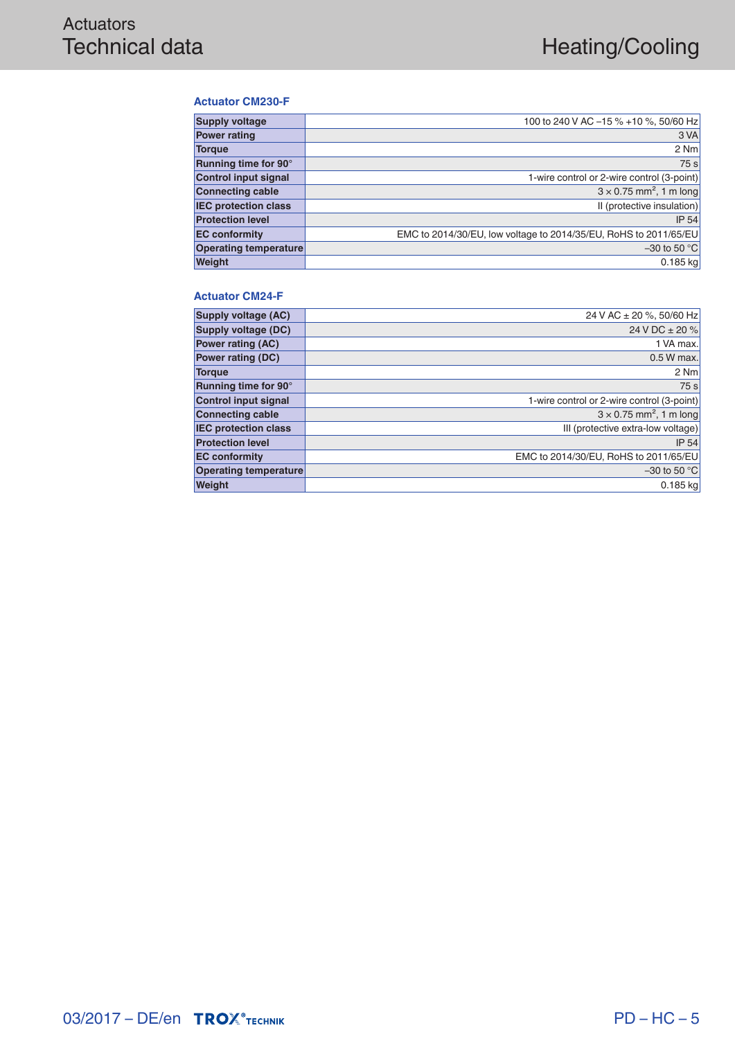# Actuators
## Technical data

### Actuator CM230-F

| | |
|---|---|
| **Supply voltage** | 100 to 240 V AC –15 % +10 %, 50/60 Hz |
| **Power rating** | 3 VA |
| **Torque** | 2 Nm |
| **Running time for 90°** | 75 s |
| **Control input signal** | 1-wire control or 2-wire control (3-point) |
| **Connecting cable** | 3 × 0.75 mm², 1 m long |
| **IEC protection class** | II (protective insulation) |
| **Protection level** | IP 54 |
| **EC conformity** | EMC to 2014/30/EU, low voltage to 2014/35/EU, RoHS to 2011/65/EU |
| **Operating temperature** | –30 to 50 °C |
| **Weight** | 0.185 kg |

### Actuator CM24-F

| | |
|---|---|
| **Supply voltage (AC)** | 24 V AC ± 20 %, 50/60 Hz |
| **Supply voltage (DC)** | 24 V DC ± 20 % |
| **Power rating (AC)** | 1 VA max. |
| **Power rating (DC)** | 0.5 W max. |
| **Torque** | 2 Nm |
| **Running time for 90°** | 75 s |
| **Control input signal** | 1-wire control or 2-wire control (3-point) |
| **Connecting cable** | 3 × 0.75 mm², 1 m long |
| **IEC protection class** | III (protective extra-low voltage) |
| **Protection level** | IP 54 |
| **EC conformity** | EMC to 2014/30/EU, RoHS to 2011/65/EU |
| **Operating temperature** | –30 to 50 °C |
| **Weight** | 0.185 kg |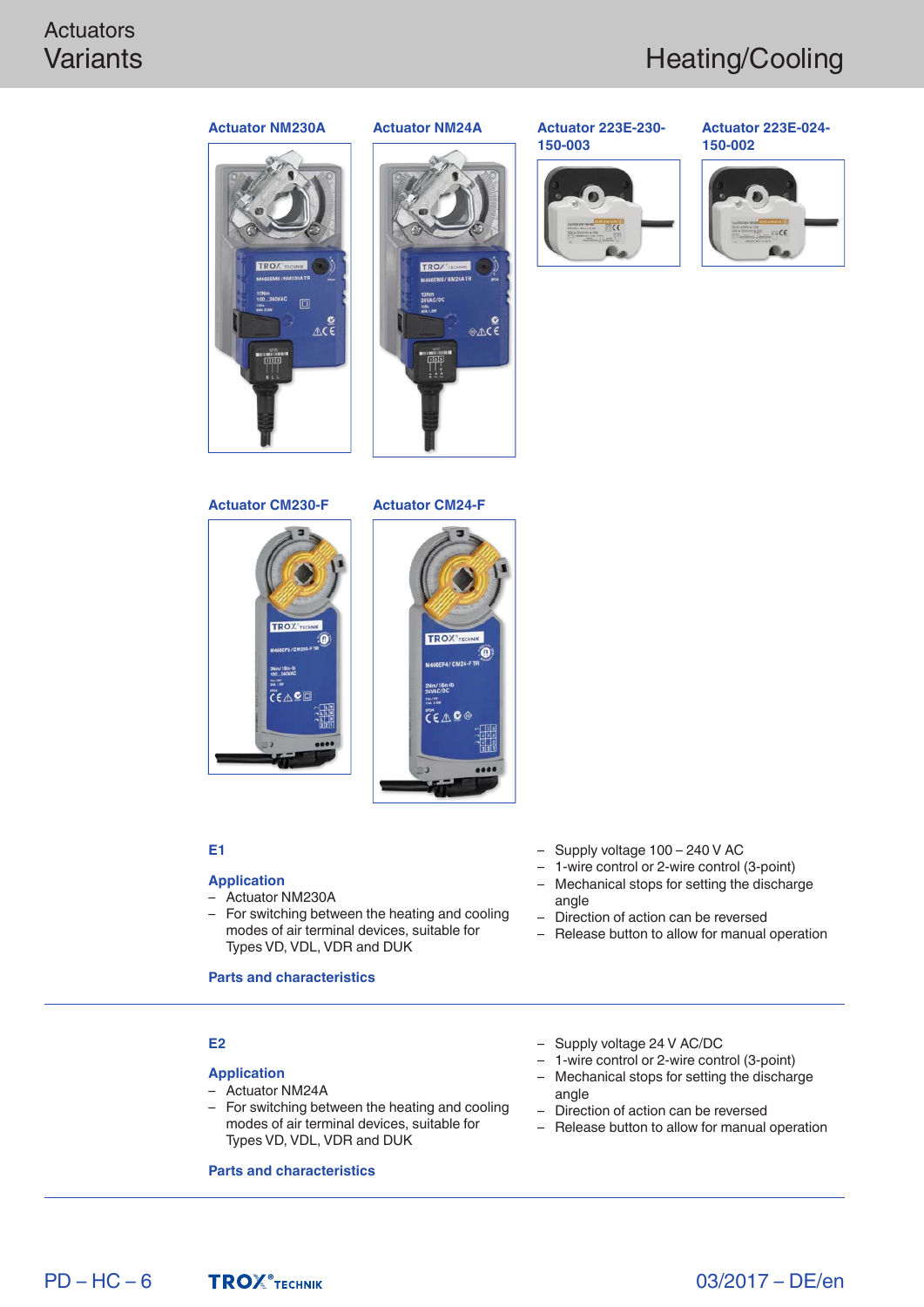Actuators
Variants

Heating/Cooling

**Actuator NM230A**

**Actuator NM24A**

**Actuator 223E-230-150-003**

**Actuator 223E-024-150-002**

**Actuator CM230-F**

**Actuator CM24-F**

## E1

### Application

- Actuator NM230A
- For switching between the heating and cooling modes of air terminal devices, suitable for Types VD, VDL, VDR and DUK

### Parts and characteristics

- Supply voltage 100 – 240 V AC
- 1-wire control or 2-wire control (3-point)
- Mechanical stops for setting the discharge angle
- Direction of action can be reversed
- Release button to allow for manual operation

## E2

### Application

- Actuator NM24A
- For switching between the heating and cooling modes of air terminal devices, suitable for Types VD, VDL, VDR and DUK

### Parts and characteristics

- Supply voltage 24 V AC/DC
- 1-wire control or 2-wire control (3-point)
- Mechanical stops for setting the discharge angle
- Direction of action can be reversed
- Release button to allow for manual operation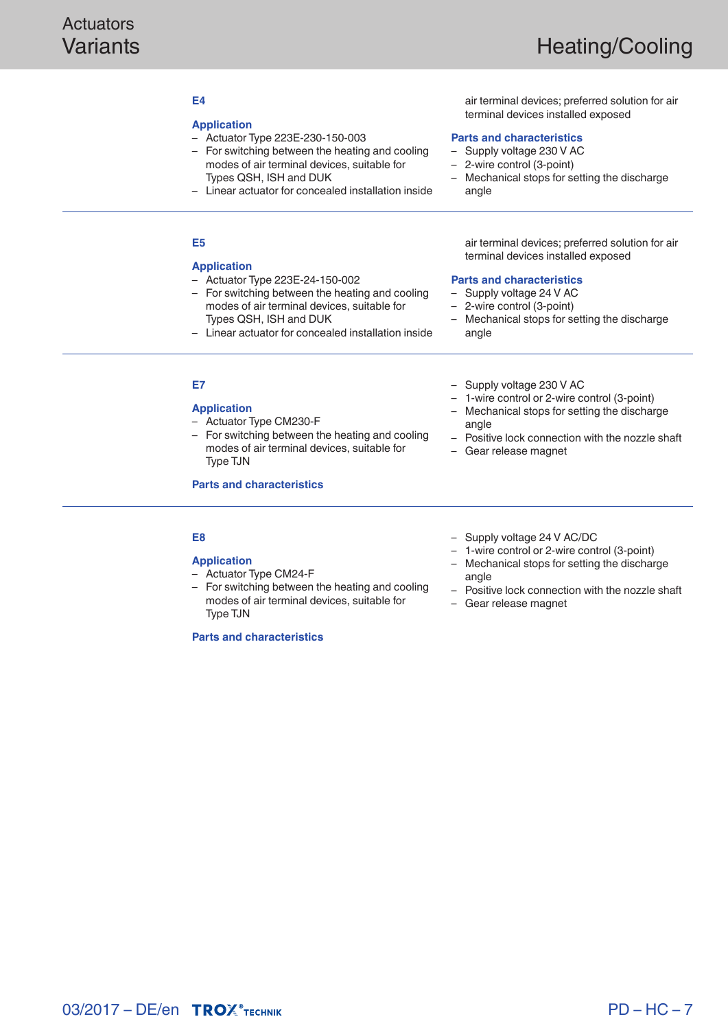#### E4

**Application**

- Actuator Type 223E-230-150-003
- For switching between the heating and cooling modes of air terminal devices, suitable for Types QSH, ISH and DUK
- Linear actuator for concealed installation inside air terminal devices; preferred solution for air terminal devices installed exposed

**Parts and characteristics**

- Supply voltage 230 V AC
- 2-wire control (3-point)
- Mechanical stops for setting the discharge angle

---

#### E5

**Application**

- Actuator Type 223E-24-150-002
- For switching between the heating and cooling modes of air terminal devices, suitable for Types QSH, ISH and DUK
- Linear actuator for concealed installation inside air terminal devices; preferred solution for air terminal devices installed exposed

**Parts and characteristics**

- Supply voltage 24 V AC
- 2-wire control (3-point)
- Mechanical stops for setting the discharge angle

---

#### E7

**Application**

- Actuator Type CM230-F
- For switching between the heating and cooling modes of air terminal devices, suitable for Type TJN

**Parts and characteristics**

- Supply voltage 230 V AC
- 1-wire control or 2-wire control (3-point)
- Mechanical stops for setting the discharge angle
- Positive lock connection with the nozzle shaft
- Gear release magnet

---

#### E8

**Application**

- Actuator Type CM24-F
- For switching between the heating and cooling modes of air terminal devices, suitable for Type TJN

**Parts and characteristics**

- Supply voltage 24 V AC/DC
- 1-wire control or 2-wire control (3-point)
- Mechanical stops for setting the discharge angle
- Positive lock connection with the nozzle shaft
- Gear release magnet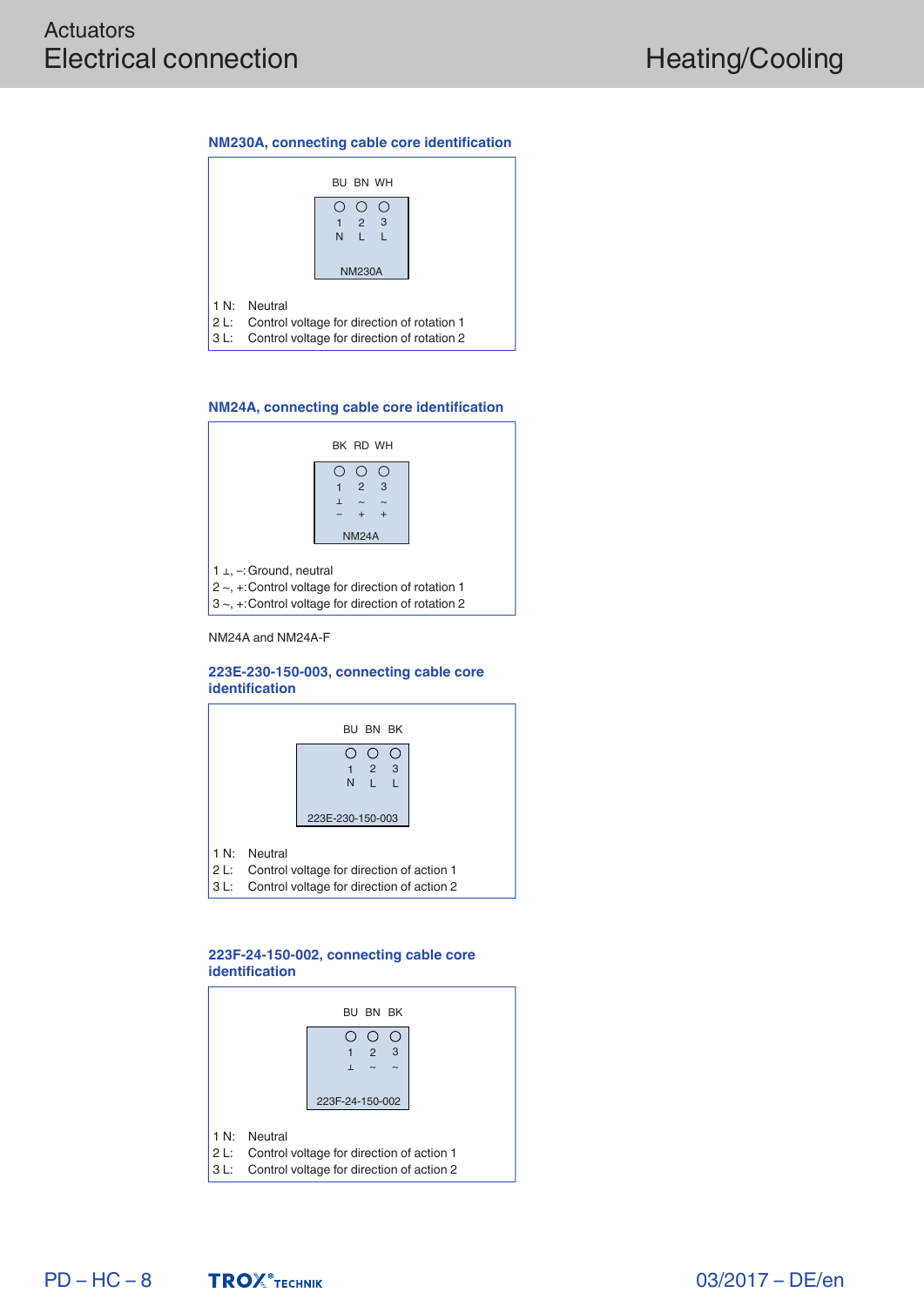# Actuators
## Electrical connection

Heating/Cooling

### NM230A, connecting cable core identification

BU BN WH

| 1 | 2 | 3 |
|---|---|---|
| N | L | L |

NM230A

1 N: Neutral
2 L: Control voltage for direction of rotation 1
3 L: Control voltage for direction of rotation 2

### NM24A, connecting cable core identification

BK RD WH

| 1 | 2 | 3 |
|---|---|---|
| ⊥ | ~ | ~ |
| − | + | + |

NM24A

1 ⊥, −: Ground, neutral
2 ~, +: Control voltage for direction of rotation 1
3 ~, +: Control voltage for direction of rotation 2

NM24A and NM24A-F

### 223E-230-150-003, connecting cable core identification

BU BN BK

| 1 | 2 | 3 |
|---|---|---|
| N | L | L |

223E-230-150-003

1 N: Neutral
2 L: Control voltage for direction of action 1
3 L: Control voltage for direction of action 2

### 223F-24-150-002, connecting cable core identification

BU BN BK

| 1 | 2 | 3 |
|---|---|---|
| ⊥ | ~ | ~ |

223F-24-150-002

1 N: Neutral
2 L: Control voltage for direction of action 1
3 L: Control voltage for direction of action 2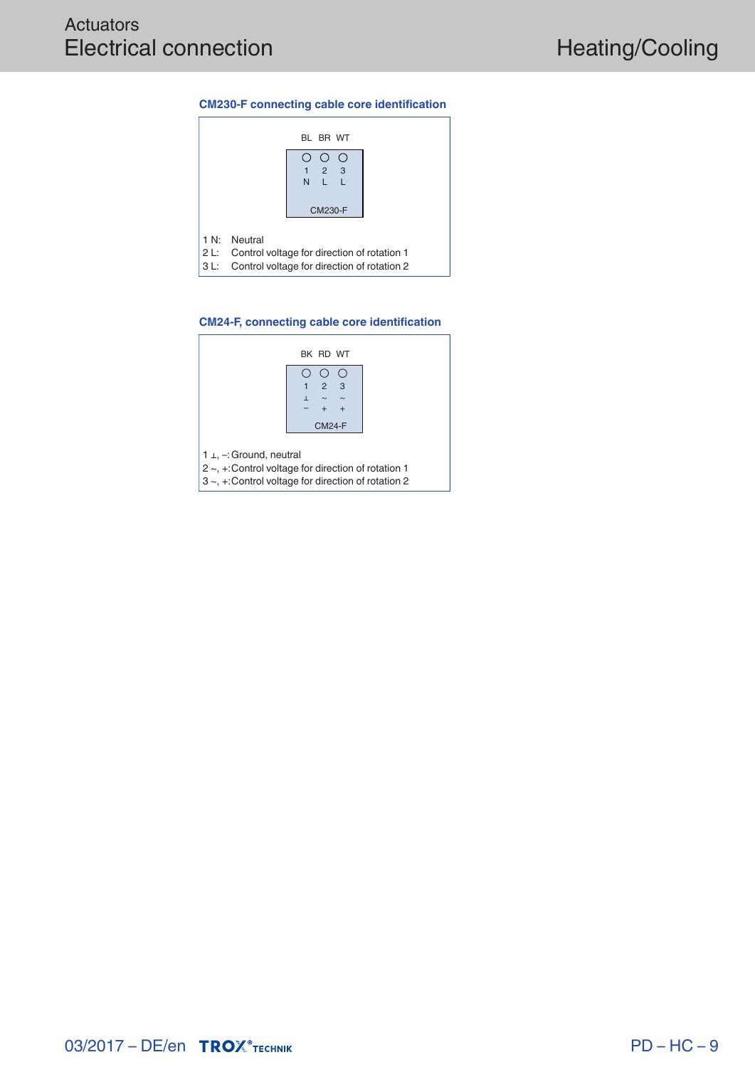### CM230-F connecting cable core identification

BL BR WT

1 2 3

N L L

CM230-F

1 N: Neutral
2 L: Control voltage for direction of rotation 1
3 L: Control voltage for direction of rotation 2

### CM24-F, connecting cable core identification

BK RD WT

1 2 3

⊥ ~ ~

− + +

CM24-F

1 ⊥, −: Ground, neutral
2 ~, +: Control voltage for direction of rotation 1
3 ~, +: Control voltage for direction of rotation 2